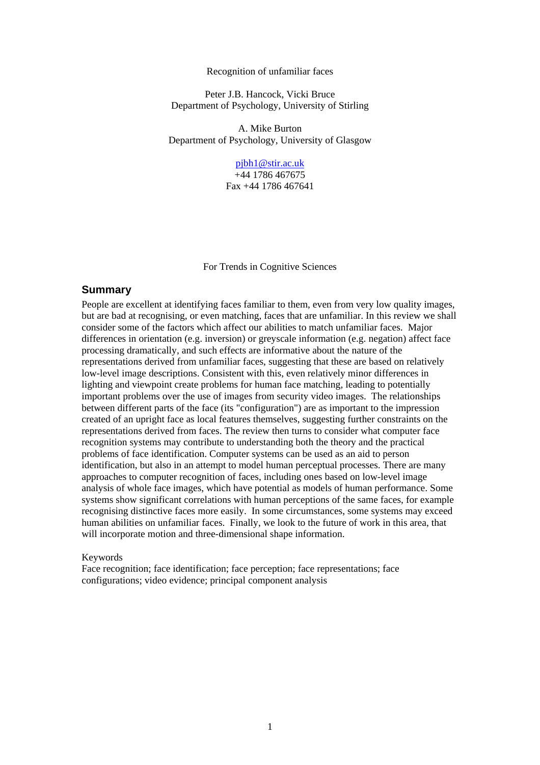Recognition of unfamiliar faces

Peter J.B. Hancock, Vicki Bruce
Department of Psychology, University of Stirling

A. Mike Burton
Department of Psychology, University of Glasgow

pjbh1@stir.ac.uk
+44 1786 467675
Fax +44 1786 467641

For Trends in Cognitive Sciences

## Summary

People are excellent at identifying faces familiar to them, even from very low quality images, but are bad at recognising, or even matching, faces that are unfamiliar. In this review we shall consider some of the factors which affect our abilities to match unfamiliar faces. Major differences in orientation (e.g. inversion) or greyscale information (e.g. negation) affect face processing dramatically, and such effects are informative about the nature of the representations derived from unfamiliar faces, suggesting that these are based on relatively low-level image descriptions. Consistent with this, even relatively minor differences in lighting and viewpoint create problems for human face matching, leading to potentially important problems over the use of images from security video images. The relationships between different parts of the face (its "configuration") are as important to the impression created of an upright face as local features themselves, suggesting further constraints on the representations derived from faces. The review then turns to consider what computer face recognition systems may contribute to understanding both the theory and the practical problems of face identification. Computer systems can be used as an aid to person identification, but also in an attempt to model human perceptual processes. There are many approaches to computer recognition of faces, including ones based on low-level image analysis of whole face images, which have potential as models of human performance. Some systems show significant correlations with human perceptions of the same faces, for example recognising distinctive faces more easily. In some circumstances, some systems may exceed human abilities on unfamiliar faces. Finally, we look to the future of work in this area, that will incorporate motion and three-dimensional shape information.

Keywords
Face recognition; face identification; face perception; face representations; face configurations; video evidence; principal component analysis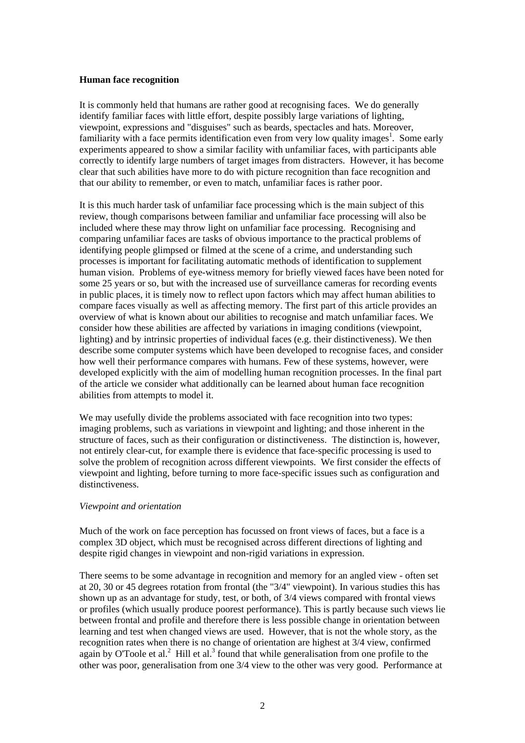**Human face recognition**

It is commonly held that humans are rather good at recognising faces. We do generally identify familiar faces with little effort, despite possibly large variations of lighting, viewpoint, expressions and "disguises" such as beards, spectacles and hats. Moreover, familiarity with a face permits identification even from very low quality images[1]. Some early experiments appeared to show a similar facility with unfamiliar faces, with participants able correctly to identify large numbers of target images from distracters. However, it has become clear that such abilities have more to do with picture recognition than face recognition and that our ability to remember, or even to match, unfamiliar faces is rather poor.

It is this much harder task of unfamiliar face processing which is the main subject of this review, though comparisons between familiar and unfamiliar face processing will also be included where these may throw light on unfamiliar face processing. Recognising and comparing unfamiliar faces are tasks of obvious importance to the practical problems of identifying people glimpsed or filmed at the scene of a crime, and understanding such processes is important for facilitating automatic methods of identification to supplement human vision. Problems of eye-witness memory for briefly viewed faces have been noted for some 25 years or so, but with the increased use of surveillance cameras for recording events in public places, it is timely now to reflect upon factors which may affect human abilities to compare faces visually as well as affecting memory. The first part of this article provides an overview of what is known about our abilities to recognise and match unfamiliar faces. We consider how these abilities are affected by variations in imaging conditions (viewpoint, lighting) and by intrinsic properties of individual faces (e.g. their distinctiveness). We then describe some computer systems which have been developed to recognise faces, and consider how well their performance compares with humans. Few of these systems, however, were developed explicitly with the aim of modelling human recognition processes. In the final part of the article we consider what additionally can be learned about human face recognition abilities from attempts to model it.

We may usefully divide the problems associated with face recognition into two types: imaging problems, such as variations in viewpoint and lighting; and those inherent in the structure of faces, such as their configuration or distinctiveness. The distinction is, however, not entirely clear-cut, for example there is evidence that face-specific processing is used to solve the problem of recognition across different viewpoints. We first consider the effects of viewpoint and lighting, before turning to more face-specific issues such as configuration and distinctiveness.

*Viewpoint and orientation*

Much of the work on face perception has focussed on front views of faces, but a face is a complex 3D object, which must be recognised across different directions of lighting and despite rigid changes in viewpoint and non-rigid variations in expression.

There seems to be some advantage in recognition and memory for an angled view - often set at 20, 30 or 45 degrees rotation from frontal (the "3/4" viewpoint). In various studies this has shown up as an advantage for study, test, or both, of 3/4 views compared with frontal views or profiles (which usually produce poorest performance). This is partly because such views lie between frontal and profile and therefore there is less possible change in orientation between learning and test when changed views are used. However, that is not the whole story, as the recognition rates when there is no change of orientation are highest at 3/4 view, confirmed again by O'Toole et al.[2] Hill et al.[3] found that while generalisation from one profile to the other was poor, generalisation from one 3/4 view to the other was very good. Performance at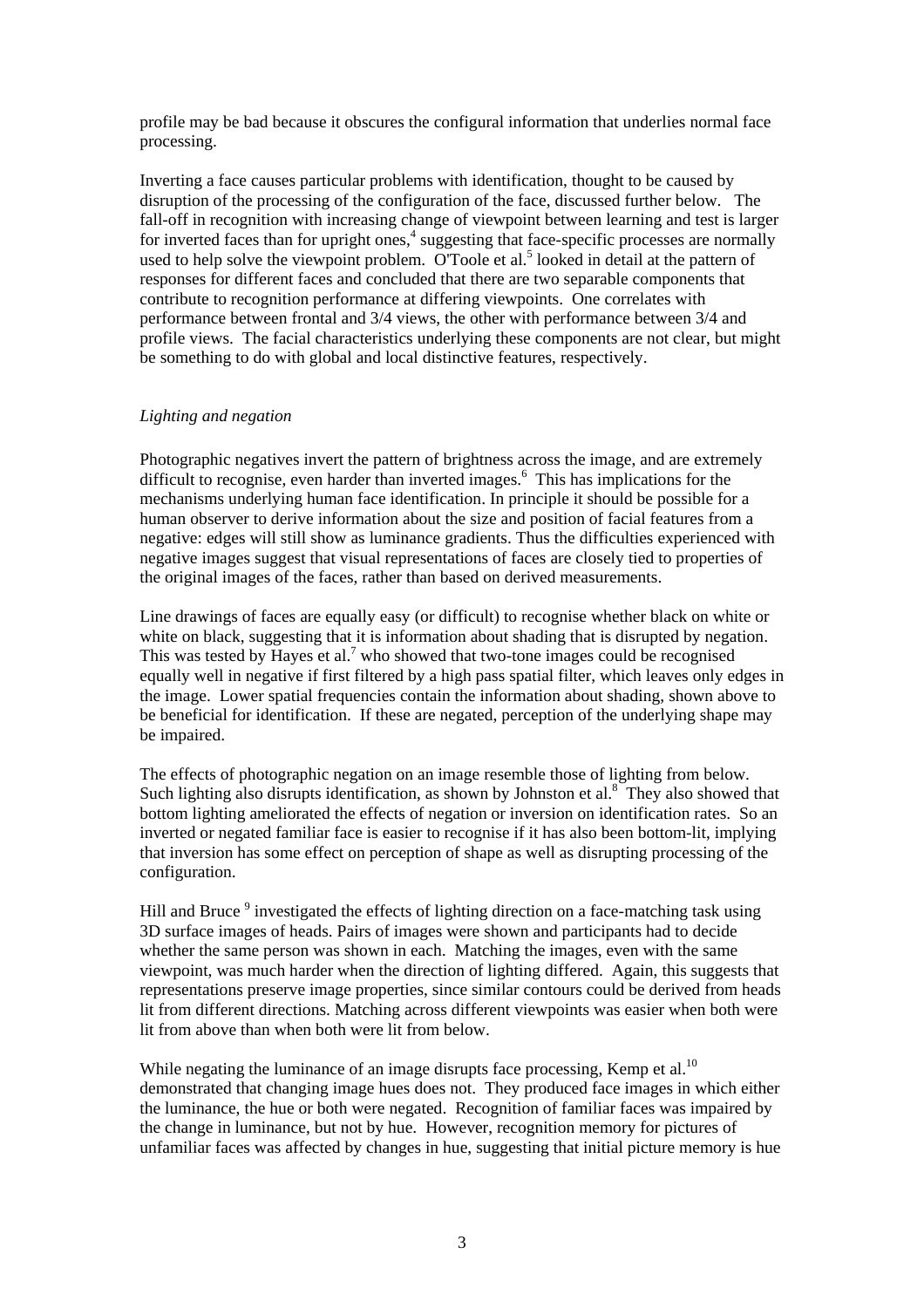profile may be bad because it obscures the configural information that underlies normal face processing.

Inverting a face causes particular problems with identification, thought to be caused by disruption of the processing of the configuration of the face, discussed further below. The fall-off in recognition with increasing change of viewpoint between learning and test is larger for inverted faces than for upright ones,[4] suggesting that face-specific processes are normally used to help solve the viewpoint problem. O'Toole et al.[5] looked in detail at the pattern of responses for different faces and concluded that there are two separable components that contribute to recognition performance at differing viewpoints. One correlates with performance between frontal and 3/4 views, the other with performance between 3/4 and profile views. The facial characteristics underlying these components are not clear, but might be something to do with global and local distinctive features, respectively.

*Lighting and negation*

Photographic negatives invert the pattern of brightness across the image, and are extremely difficult to recognise, even harder than inverted images.[6] This has implications for the mechanisms underlying human face identification. In principle it should be possible for a human observer to derive information about the size and position of facial features from a negative: edges will still show as luminance gradients. Thus the difficulties experienced with negative images suggest that visual representations of faces are closely tied to properties of the original images of the faces, rather than based on derived measurements.

Line drawings of faces are equally easy (or difficult) to recognise whether black on white or white on black, suggesting that it is information about shading that is disrupted by negation. This was tested by Hayes et al.[7] who showed that two-tone images could be recognised equally well in negative if first filtered by a high pass spatial filter, which leaves only edges in the image. Lower spatial frequencies contain the information about shading, shown above to be beneficial for identification. If these are negated, perception of the underlying shape may be impaired.

The effects of photographic negation on an image resemble those of lighting from below. Such lighting also disrupts identification, as shown by Johnston et al.[8] They also showed that bottom lighting ameliorated the effects of negation or inversion on identification rates. So an inverted or negated familiar face is easier to recognise if it has also been bottom-lit, implying that inversion has some effect on perception of shape as well as disrupting processing of the configuration.

Hill and Bruce [9] investigated the effects of lighting direction on a face-matching task using 3D surface images of heads. Pairs of images were shown and participants had to decide whether the same person was shown in each. Matching the images, even with the same viewpoint, was much harder when the direction of lighting differed. Again, this suggests that representations preserve image properties, since similar contours could be derived from heads lit from different directions. Matching across different viewpoints was easier when both were lit from above than when both were lit from below.

While negating the luminance of an image disrupts face processing, Kemp et al.[10] demonstrated that changing image hues does not. They produced face images in which either the luminance, the hue or both were negated. Recognition of familiar faces was impaired by the change in luminance, but not by hue. However, recognition memory for pictures of unfamiliar faces was affected by changes in hue, suggesting that initial picture memory is hue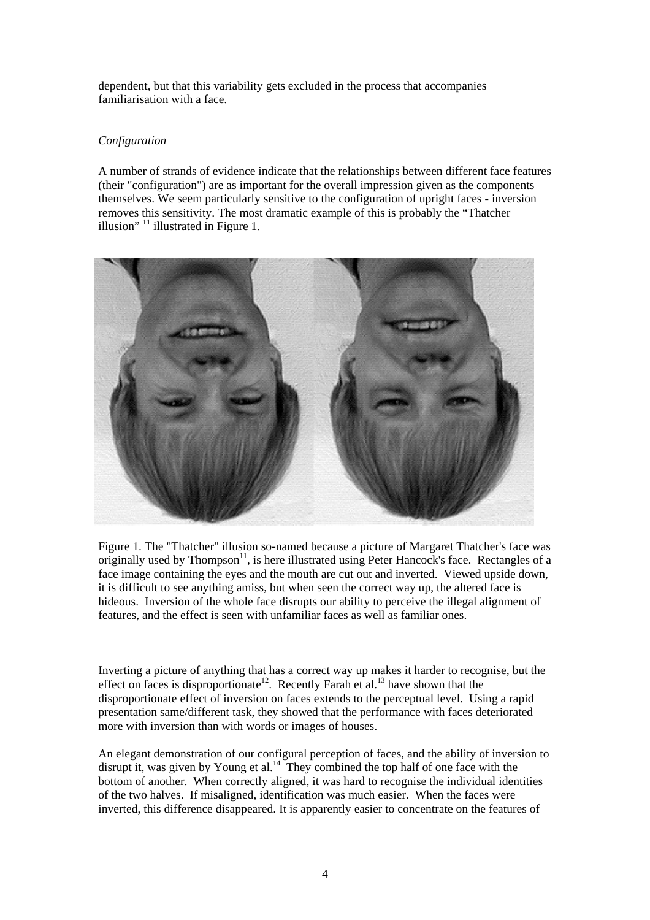dependent, but that this variability gets excluded in the process that accompanies familiarisation with a face.

*Configuration*

A number of strands of evidence indicate that the relationships between different face features (their "configuration") are as important for the overall impression given as the components themselves. We seem particularly sensitive to the configuration of upright faces - inversion removes this sensitivity. The most dramatic example of this is probably the "Thatcher illusion" [11] illustrated in Figure 1.

Figure 1. The "Thatcher" illusion so-named because a picture of Margaret Thatcher's face was originally used by Thompson[11], is here illustrated using Peter Hancock's face. Rectangles of a face image containing the eyes and the mouth are cut out and inverted. Viewed upside down, it is difficult to see anything amiss, but when seen the correct way up, the altered face is hideous. Inversion of the whole face disrupts our ability to perceive the illegal alignment of features, and the effect is seen with unfamiliar faces as well as familiar ones.

Inverting a picture of anything that has a correct way up makes it harder to recognise, but the effect on faces is disproportionate[12]. Recently Farah et al.[13] have shown that the disproportionate effect of inversion on faces extends to the perceptual level. Using a rapid presentation same/different task, they showed that the performance with faces deteriorated more with inversion than with words or images of houses.

An elegant demonstration of our configural perception of faces, and the ability of inversion to disrupt it, was given by Young et al.[14] They combined the top half of one face with the bottom of another. When correctly aligned, it was hard to recognise the individual identities of the two halves. If misaligned, identification was much easier. When the faces were inverted, this difference disappeared. It is apparently easier to concentrate on the features of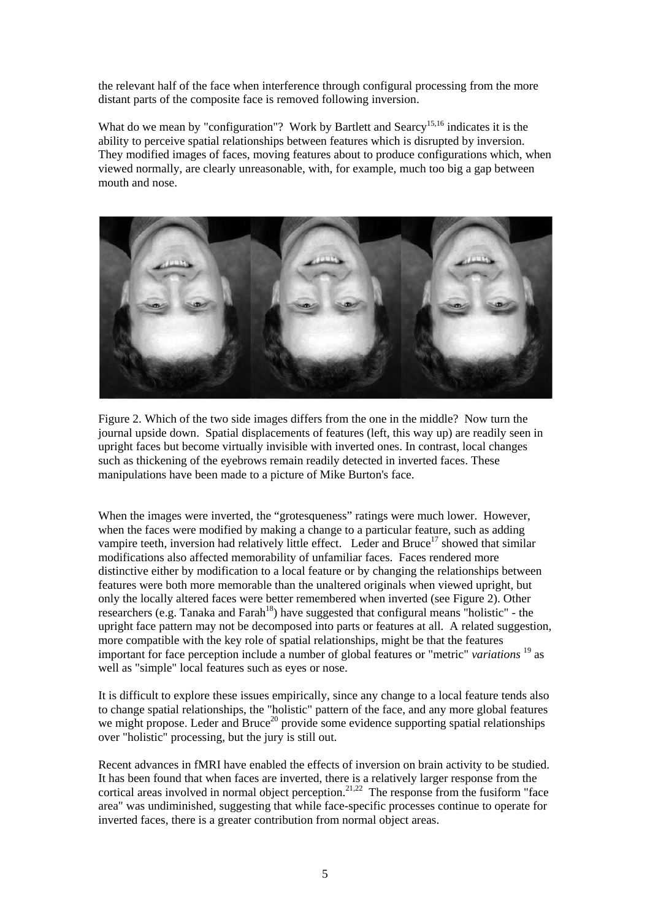the relevant half of the face when interference through configural processing from the more distant parts of the composite face is removed following inversion.

What do we mean by "configuration"? Work by Bartlett and Searcy[15,16] indicates it is the ability to perceive spatial relationships between features which is disrupted by inversion. They modified images of faces, moving features about to produce configurations which, when viewed normally, are clearly unreasonable, with, for example, much too big a gap between mouth and nose.

Figure 2. Which of the two side images differs from the one in the middle? Now turn the journal upside down. Spatial displacements of features (left, this way up) are readily seen in upright faces but become virtually invisible with inverted ones. In contrast, local changes such as thickening of the eyebrows remain readily detected in inverted faces. These manipulations have been made to a picture of Mike Burton's face.

When the images were inverted, the "grotesqueness" ratings were much lower. However, when the faces were modified by making a change to a particular feature, such as adding vampire teeth, inversion had relatively little effect. Leder and Bruce[17] showed that similar modifications also affected memorability of unfamiliar faces. Faces rendered more distinctive either by modification to a local feature or by changing the relationships between features were both more memorable than the unaltered originals when viewed upright, but only the locally altered faces were better remembered when inverted (see Figure 2). Other researchers (e.g. Tanaka and Farah[18]) have suggested that configural means "holistic" - the upright face pattern may not be decomposed into parts or features at all. A related suggestion, more compatible with the key role of spatial relationships, might be that the features important for face perception include a number of global features or "metric" *variations* [19] as well as "simple" local features such as eyes or nose.

It is difficult to explore these issues empirically, since any change to a local feature tends also to change spatial relationships, the "holistic" pattern of the face, and any more global features we might propose. Leder and Bruce[20] provide some evidence supporting spatial relationships over "holistic" processing, but the jury is still out.

Recent advances in fMRI have enabled the effects of inversion on brain activity to be studied. It has been found that when faces are inverted, there is a relatively larger response from the cortical areas involved in normal object perception.[21,22] The response from the fusiform "face area" was undiminished, suggesting that while face-specific processes continue to operate for inverted faces, there is a greater contribution from normal object areas.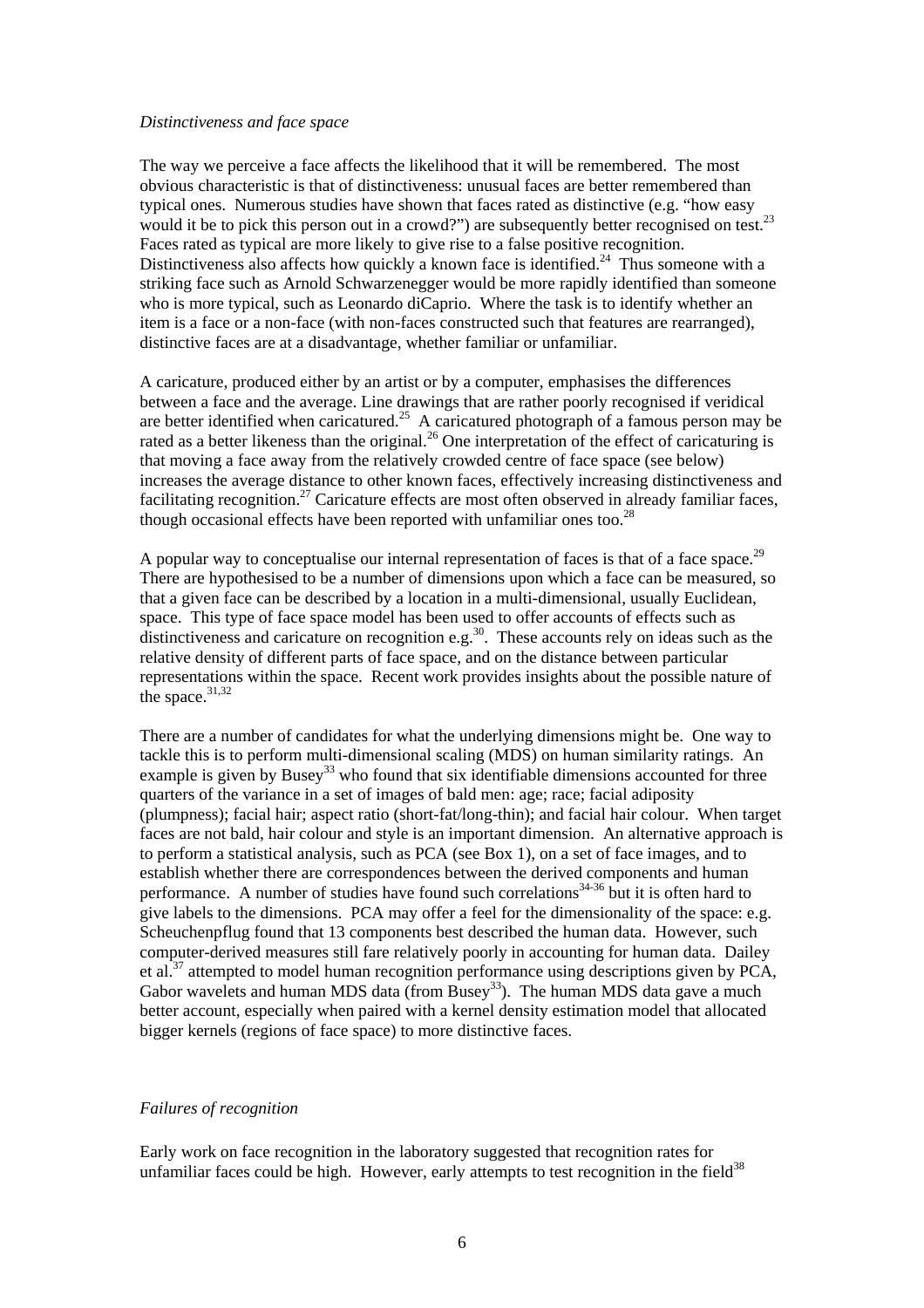*Distinctiveness and face space*

The way we perceive a face affects the likelihood that it will be remembered. The most obvious characteristic is that of distinctiveness: unusual faces are better remembered than typical ones. Numerous studies have shown that faces rated as distinctive (e.g. "how easy would it be to pick this person out in a crowd?") are subsequently better recognised on test.[23] Faces rated as typical are more likely to give rise to a false positive recognition. Distinctiveness also affects how quickly a known face is identified.[24] Thus someone with a striking face such as Arnold Schwarzenegger would be more rapidly identified than someone who is more typical, such as Leonardo diCaprio. Where the task is to identify whether an item is a face or a non-face (with non-faces constructed such that features are rearranged), distinctive faces are at a disadvantage, whether familiar or unfamiliar.

A caricature, produced either by an artist or by a computer, emphasises the differences between a face and the average. Line drawings that are rather poorly recognised if veridical are better identified when caricatured.[25] A caricatured photograph of a famous person may be rated as a better likeness than the original.[26] One interpretation of the effect of caricaturing is that moving a face away from the relatively crowded centre of face space (see below) increases the average distance to other known faces, effectively increasing distinctiveness and facilitating recognition.[27] Caricature effects are most often observed in already familiar faces, though occasional effects have been reported with unfamiliar ones too.[28]

A popular way to conceptualise our internal representation of faces is that of a face space.[29] There are hypothesised to be a number of dimensions upon which a face can be measured, so that a given face can be described by a location in a multi-dimensional, usually Euclidean, space. This type of face space model has been used to offer accounts of effects such as distinctiveness and caricature on recognition e.g.[30]. These accounts rely on ideas such as the relative density of different parts of face space, and on the distance between particular representations within the space. Recent work provides insights about the possible nature of the space.[31,32]

There are a number of candidates for what the underlying dimensions might be. One way to tackle this is to perform multi-dimensional scaling (MDS) on human similarity ratings. An example is given by Busey[33] who found that six identifiable dimensions accounted for three quarters of the variance in a set of images of bald men: age; race; facial adiposity (plumpness); facial hair; aspect ratio (short-fat/long-thin); and facial hair colour. When target faces are not bald, hair colour and style is an important dimension. An alternative approach is to perform a statistical analysis, such as PCA (see Box 1), on a set of face images, and to establish whether there are correspondences between the derived components and human performance. A number of studies have found such correlations[34-36] but it is often hard to give labels to the dimensions. PCA may offer a feel for the dimensionality of the space: e.g. Scheuchenpflug found that 13 components best described the human data. However, such computer-derived measures still fare relatively poorly in accounting for human data. Dailey et al.[37] attempted to model human recognition performance using descriptions given by PCA, Gabor wavelets and human MDS data (from Busey[33]). The human MDS data gave a much better account, especially when paired with a kernel density estimation model that allocated bigger kernels (regions of face space) to more distinctive faces.

*Failures of recognition*

Early work on face recognition in the laboratory suggested that recognition rates for unfamiliar faces could be high. However, early attempts to test recognition in the field[38]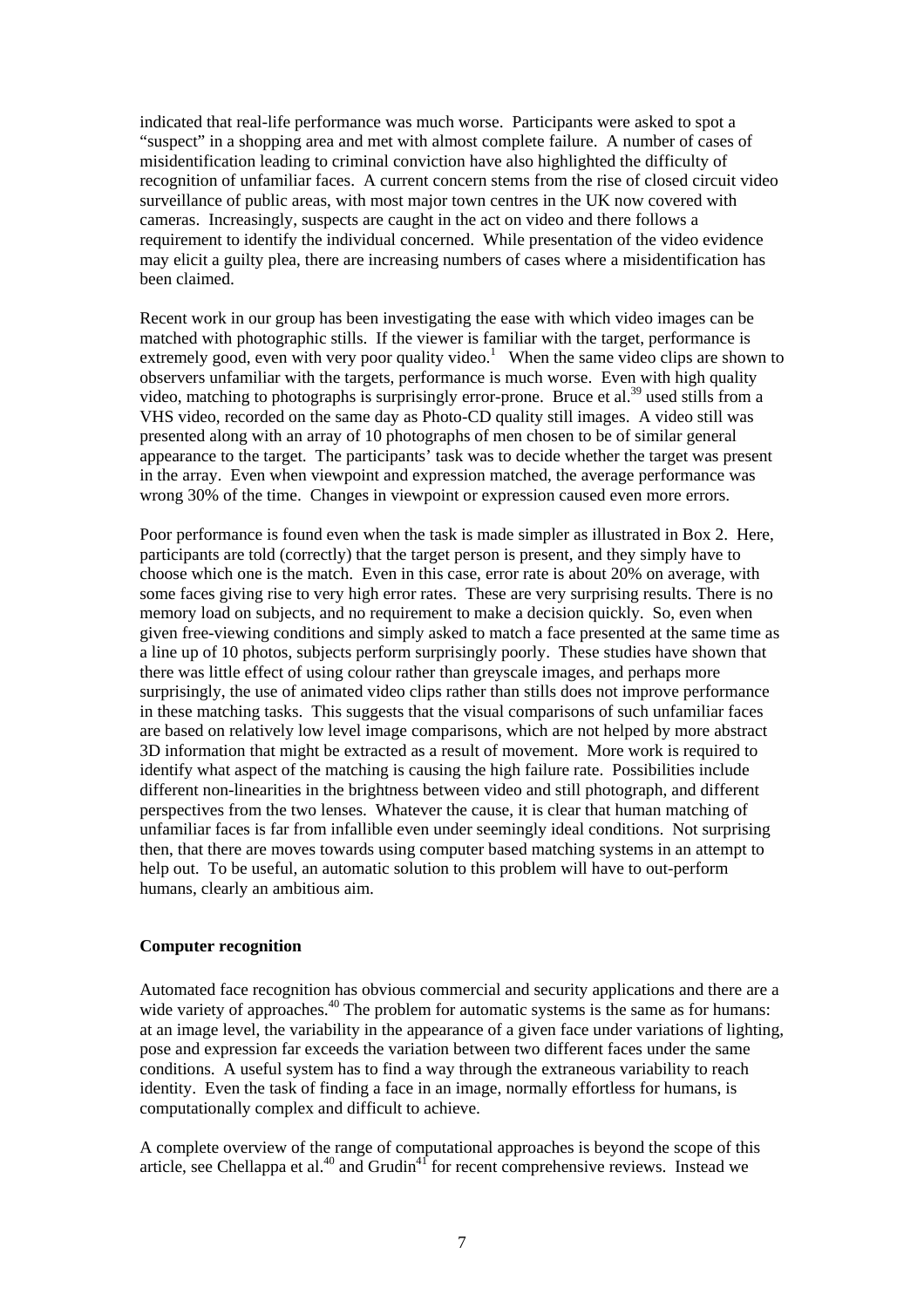indicated that real-life performance was much worse. Participants were asked to spot a "suspect" in a shopping area and met with almost complete failure. A number of cases of misidentification leading to criminal conviction have also highlighted the difficulty of recognition of unfamiliar faces. A current concern stems from the rise of closed circuit video surveillance of public areas, with most major town centres in the UK now covered with cameras. Increasingly, suspects are caught in the act on video and there follows a requirement to identify the individual concerned. While presentation of the video evidence may elicit a guilty plea, there are increasing numbers of cases where a misidentification has been claimed.

Recent work in our group has been investigating the ease with which video images can be matched with photographic stills. If the viewer is familiar with the target, performance is extremely good, even with very poor quality video.[1] When the same video clips are shown to observers unfamiliar with the targets, performance is much worse. Even with high quality video, matching to photographs is surprisingly error-prone. Bruce et al.[39] used stills from a VHS video, recorded on the same day as Photo-CD quality still images. A video still was presented along with an array of 10 photographs of men chosen to be of similar general appearance to the target. The participants' task was to decide whether the target was present in the array. Even when viewpoint and expression matched, the average performance was wrong 30% of the time. Changes in viewpoint or expression caused even more errors.

Poor performance is found even when the task is made simpler as illustrated in Box 2. Here, participants are told (correctly) that the target person is present, and they simply have to choose which one is the match. Even in this case, error rate is about 20% on average, with some faces giving rise to very high error rates. These are very surprising results. There is no memory load on subjects, and no requirement to make a decision quickly. So, even when given free-viewing conditions and simply asked to match a face presented at the same time as a line up of 10 photos, subjects perform surprisingly poorly. These studies have shown that there was little effect of using colour rather than greyscale images, and perhaps more surprisingly, the use of animated video clips rather than stills does not improve performance in these matching tasks. This suggests that the visual comparisons of such unfamiliar faces are based on relatively low level image comparisons, which are not helped by more abstract 3D information that might be extracted as a result of movement. More work is required to identify what aspect of the matching is causing the high failure rate. Possibilities include different non-linearities in the brightness between video and still photograph, and different perspectives from the two lenses. Whatever the cause, it is clear that human matching of unfamiliar faces is far from infallible even under seemingly ideal conditions. Not surprising then, that there are moves towards using computer based matching systems in an attempt to help out. To be useful, an automatic solution to this problem will have to out-perform humans, clearly an ambitious aim.

**Computer recognition**

Automated face recognition has obvious commercial and security applications and there are a wide variety of approaches.[40] The problem for automatic systems is the same as for humans: at an image level, the variability in the appearance of a given face under variations of lighting, pose and expression far exceeds the variation between two different faces under the same conditions. A useful system has to find a way through the extraneous variability to reach identity. Even the task of finding a face in an image, normally effortless for humans, is computationally complex and difficult to achieve.

A complete overview of the range of computational approaches is beyond the scope of this article, see Chellappa et al.[40] and Grudin[41] for recent comprehensive reviews. Instead we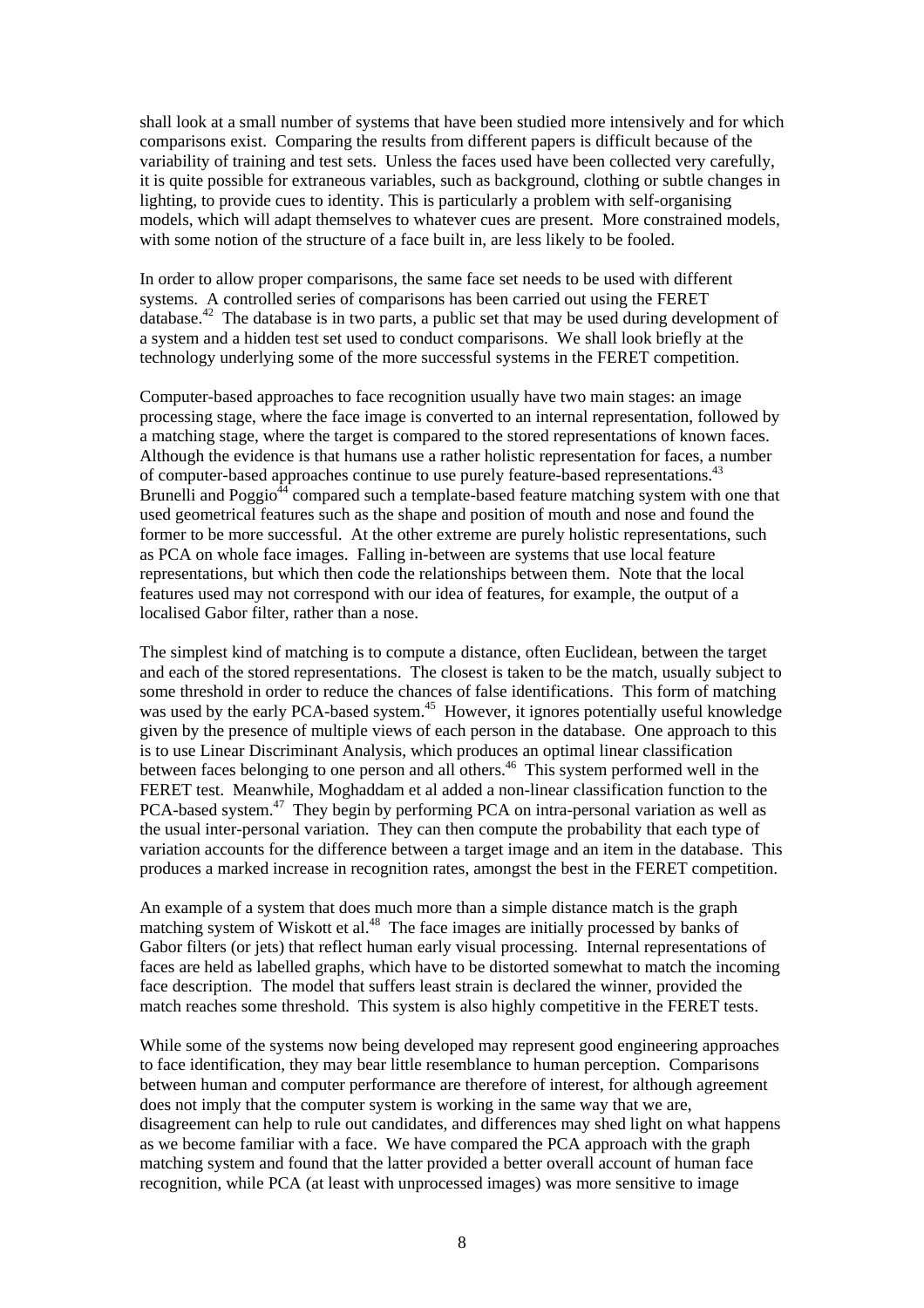shall look at a small number of systems that have been studied more intensively and for which comparisons exist. Comparing the results from different papers is difficult because of the variability of training and test sets. Unless the faces used have been collected very carefully, it is quite possible for extraneous variables, such as background, clothing or subtle changes in lighting, to provide cues to identity. This is particularly a problem with self-organising models, which will adapt themselves to whatever cues are present. More constrained models, with some notion of the structure of a face built in, are less likely to be fooled.

In order to allow proper comparisons, the same face set needs to be used with different systems. A controlled series of comparisons has been carried out using the FERET database.[42] The database is in two parts, a public set that may be used during development of a system and a hidden test set used to conduct comparisons. We shall look briefly at the technology underlying some of the more successful systems in the FERET competition.

Computer-based approaches to face recognition usually have two main stages: an image processing stage, where the face image is converted to an internal representation, followed by a matching stage, where the target is compared to the stored representations of known faces. Although the evidence is that humans use a rather holistic representation for faces, a number of computer-based approaches continue to use purely feature-based representations.[43] Brunelli and Poggio[44] compared such a template-based feature matching system with one that used geometrical features such as the shape and position of mouth and nose and found the former to be more successful. At the other extreme are purely holistic representations, such as PCA on whole face images. Falling in-between are systems that use local feature representations, but which then code the relationships between them. Note that the local features used may not correspond with our idea of features, for example, the output of a localised Gabor filter, rather than a nose.

The simplest kind of matching is to compute a distance, often Euclidean, between the target and each of the stored representations. The closest is taken to be the match, usually subject to some threshold in order to reduce the chances of false identifications. This form of matching was used by the early PCA-based system.[45] However, it ignores potentially useful knowledge given by the presence of multiple views of each person in the database. One approach to this is to use Linear Discriminant Analysis, which produces an optimal linear classification between faces belonging to one person and all others.[46] This system performed well in the FERET test. Meanwhile, Moghaddam et al added a non-linear classification function to the PCA-based system.[47] They begin by performing PCA on intra-personal variation as well as the usual inter-personal variation. They can then compute the probability that each type of variation accounts for the difference between a target image and an item in the database. This produces a marked increase in recognition rates, amongst the best in the FERET competition.

An example of a system that does much more than a simple distance match is the graph matching system of Wiskott et al.[48] The face images are initially processed by banks of Gabor filters (or jets) that reflect human early visual processing. Internal representations of faces are held as labelled graphs, which have to be distorted somewhat to match the incoming face description. The model that suffers least strain is declared the winner, provided the match reaches some threshold. This system is also highly competitive in the FERET tests.

While some of the systems now being developed may represent good engineering approaches to face identification, they may bear little resemblance to human perception. Comparisons between human and computer performance are therefore of interest, for although agreement does not imply that the computer system is working in the same way that we are, disagreement can help to rule out candidates, and differences may shed light on what happens as we become familiar with a face. We have compared the PCA approach with the graph matching system and found that the latter provided a better overall account of human face recognition, while PCA (at least with unprocessed images) was more sensitive to image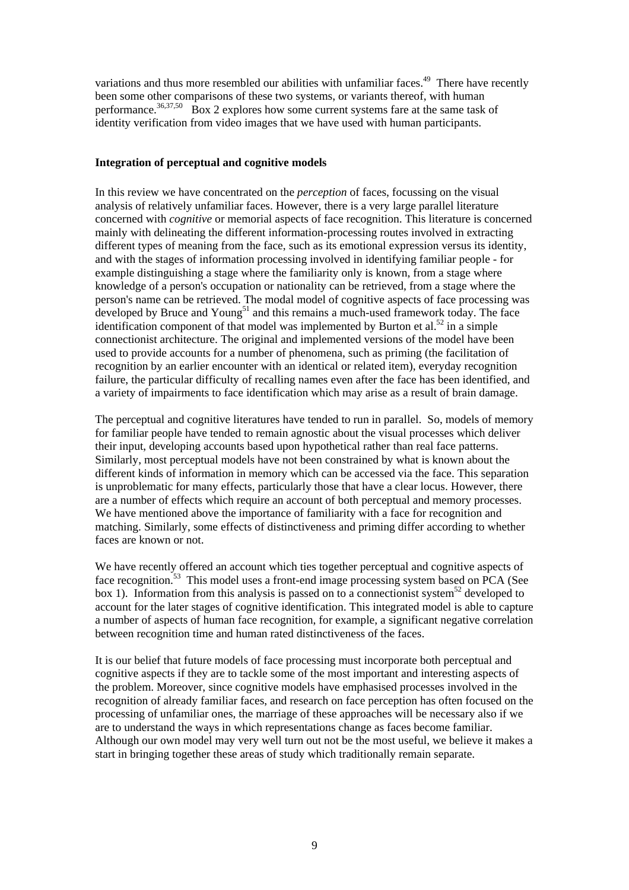variations and thus more resembled our abilities with unfamiliar faces.[49] There have recently been some other comparisons of these two systems, or variants thereof, with human performance.[36,37,50] Box 2 explores how some current systems fare at the same task of identity verification from video images that we have used with human participants.

### Integration of perceptual and cognitive models

In this review we have concentrated on the *perception* of faces, focussing on the visual analysis of relatively unfamiliar faces. However, there is a very large parallel literature concerned with *cognitive* or memorial aspects of face recognition. This literature is concerned mainly with delineating the different information-processing routes involved in extracting different types of meaning from the face, such as its emotional expression versus its identity, and with the stages of information processing involved in identifying familiar people - for example distinguishing a stage where the familiarity only is known, from a stage where knowledge of a person's occupation or nationality can be retrieved, from a stage where the person's name can be retrieved. The modal model of cognitive aspects of face processing was developed by Bruce and Young[51] and this remains a much-used framework today. The face identification component of that model was implemented by Burton et al.[52] in a simple connectionist architecture. The original and implemented versions of the model have been used to provide accounts for a number of phenomena, such as priming (the facilitation of recognition by an earlier encounter with an identical or related item), everyday recognition failure, the particular difficulty of recalling names even after the face has been identified, and a variety of impairments to face identification which may arise as a result of brain damage.

The perceptual and cognitive literatures have tended to run in parallel. So, models of memory for familiar people have tended to remain agnostic about the visual processes which deliver their input, developing accounts based upon hypothetical rather than real face patterns. Similarly, most perceptual models have not been constrained by what is known about the different kinds of information in memory which can be accessed via the face. This separation is unproblematic for many effects, particularly those that have a clear locus. However, there are a number of effects which require an account of both perceptual and memory processes. We have mentioned above the importance of familiarity with a face for recognition and matching. Similarly, some effects of distinctiveness and priming differ according to whether faces are known or not.

We have recently offered an account which ties together perceptual and cognitive aspects of face recognition.[53] This model uses a front-end image processing system based on PCA (See box 1). Information from this analysis is passed on to a connectionist system[52] developed to account for the later stages of cognitive identification. This integrated model is able to capture a number of aspects of human face recognition, for example, a significant negative correlation between recognition time and human rated distinctiveness of the faces.

It is our belief that future models of face processing must incorporate both perceptual and cognitive aspects if they are to tackle some of the most important and interesting aspects of the problem. Moreover, since cognitive models have emphasised processes involved in the recognition of already familiar faces, and research on face perception has often focused on the processing of unfamiliar ones, the marriage of these approaches will be necessary also if we are to understand the ways in which representations change as faces become familiar. Although our own model may very well turn out not be the most useful, we believe it makes a start in bringing together these areas of study which traditionally remain separate.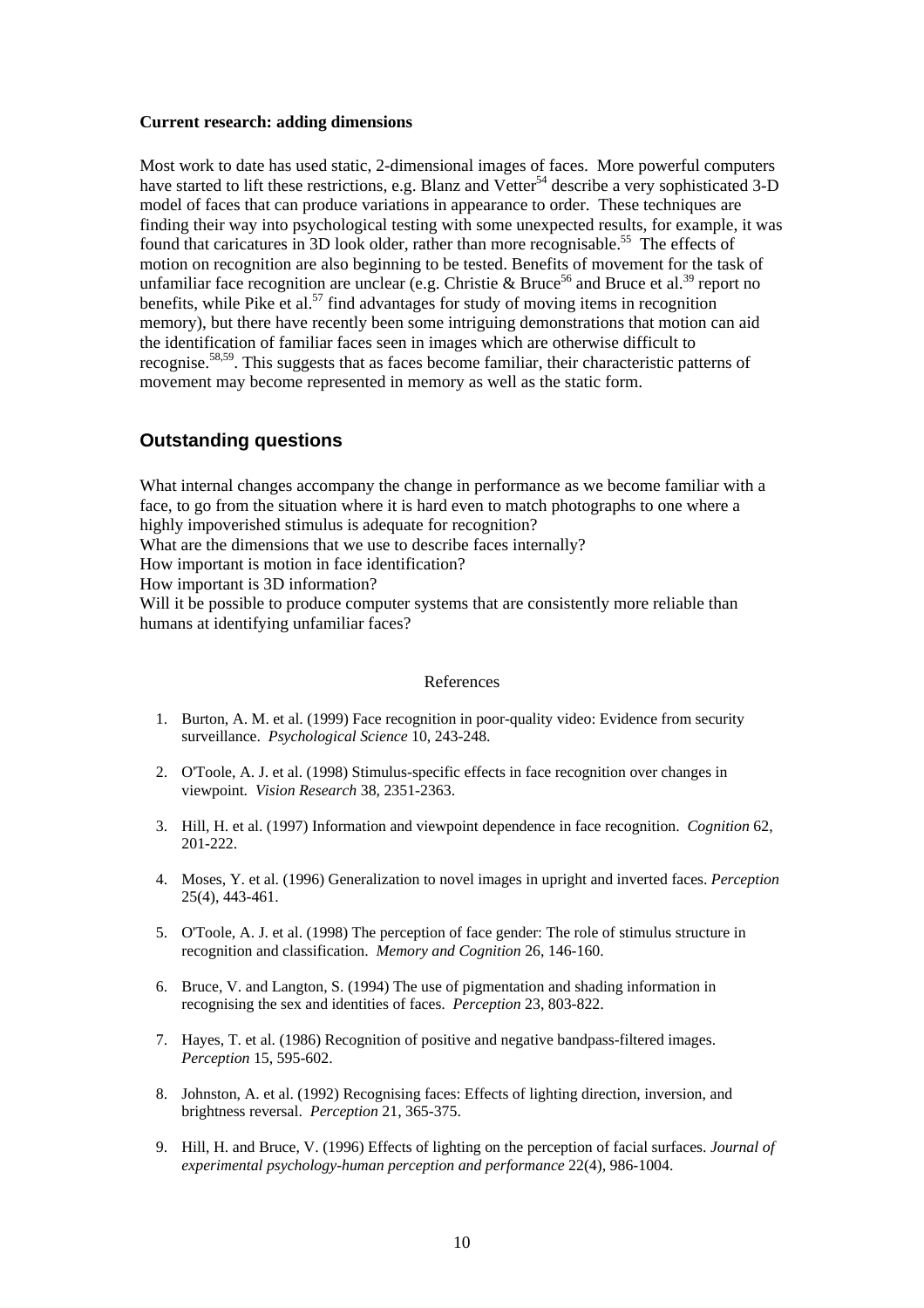**Current research: adding dimensions**

Most work to date has used static, 2-dimensional images of faces. More powerful computers have started to lift these restrictions, e.g. Blanz and Vetter[54] describe a very sophisticated 3-D model of faces that can produce variations in appearance to order. These techniques are finding their way into psychological testing with some unexpected results, for example, it was found that caricatures in 3D look older, rather than more recognisable.[55] The effects of motion on recognition are also beginning to be tested. Benefits of movement for the task of unfamiliar face recognition are unclear (e.g. Christie & Bruce[56] and Bruce et al.[39] report no benefits, while Pike et al.[57] find advantages for study of moving items in recognition memory), but there have recently been some intriguing demonstrations that motion can aid the identification of familiar faces seen in images which are otherwise difficult to recognise.[58,59]. This suggests that as faces become familiar, their characteristic patterns of movement may become represented in memory as well as the static form.

## Outstanding questions

What internal changes accompany the change in performance as we become familiar with a face, to go from the situation where it is hard even to match photographs to one where a highly impoverished stimulus is adequate for recognition?
What are the dimensions that we use to describe faces internally?
How important is motion in face identification?
How important is 3D information?
Will it be possible to produce computer systems that are consistently more reliable than humans at identifying unfamiliar faces?

References

1. Burton, A. M. et al. (1999) Face recognition in poor-quality video: Evidence from security surveillance. *Psychological Science* 10, 243-248.

2. O'Toole, A. J. et al. (1998) Stimulus-specific effects in face recognition over changes in viewpoint. *Vision Research* 38, 2351-2363.

3. Hill, H. et al. (1997) Information and viewpoint dependence in face recognition. *Cognition* 62, 201-222.

4. Moses, Y. et al. (1996) Generalization to novel images in upright and inverted faces. *Perception* 25(4), 443-461.

5. O'Toole, A. J. et al. (1998) The perception of face gender: The role of stimulus structure in recognition and classification. *Memory and Cognition* 26, 146-160.

6. Bruce, V. and Langton, S. (1994) The use of pigmentation and shading information in recognising the sex and identities of faces. *Perception* 23, 803-822.

7. Hayes, T. et al. (1986) Recognition of positive and negative bandpass-filtered images. *Perception* 15, 595-602.

8. Johnston, A. et al. (1992) Recognising faces: Effects of lighting direction, inversion, and brightness reversal. *Perception* 21, 365-375.

9. Hill, H. and Bruce, V. (1996) Effects of lighting on the perception of facial surfaces. *Journal of experimental psychology-human perception and performance* 22(4), 986-1004.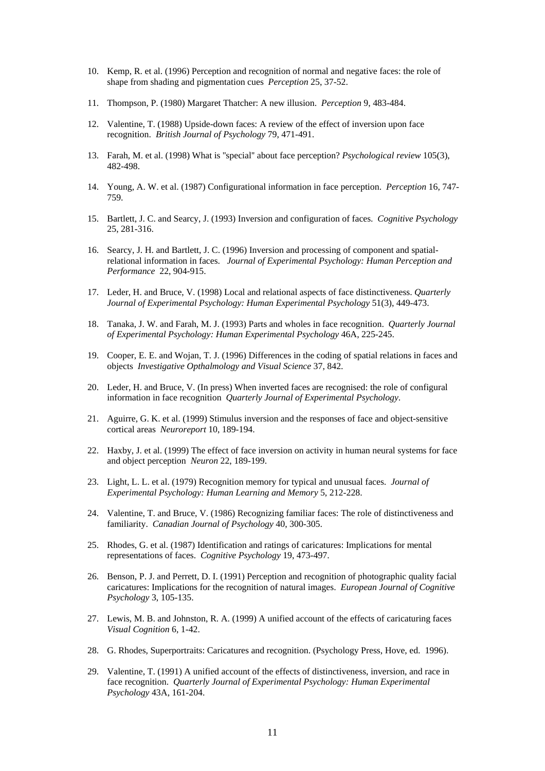10. Kemp, R. et al. (1996) Perception and recognition of normal and negative faces: the role of shape from shading and pigmentation cues *Perception* 25, 37-52.

11. Thompson, P. (1980) Margaret Thatcher: A new illusion. *Perception* 9, 483-484.

12. Valentine, T. (1988) Upside-down faces: A review of the effect of inversion upon face recognition. *British Journal of Psychology* 79, 471-491.

13. Farah, M. et al. (1998) What is "special" about face perception? *Psychological review* 105(3), 482-498.

14. Young, A. W. et al. (1987) Configurational information in face perception. *Perception* 16, 747-759.

15. Bartlett, J. C. and Searcy, J. (1993) Inversion and configuration of faces. *Cognitive Psychology* 25, 281-316.

16. Searcy, J. H. and Bartlett, J. C. (1996) Inversion and processing of component and spatial-relational information in faces. *Journal of Experimental Psychology: Human Perception and Performance* 22, 904-915.

17. Leder, H. and Bruce, V. (1998) Local and relational aspects of face distinctiveness. *Quarterly Journal of Experimental Psychology: Human Experimental Psychology* 51(3), 449-473.

18. Tanaka, J. W. and Farah, M. J. (1993) Parts and wholes in face recognition. *Quarterly Journal of Experimental Psychology: Human Experimental Psychology* 46A, 225-245.

19. Cooper, E. E. and Wojan, T. J. (1996) Differences in the coding of spatial relations in faces and objects *Investigative Opthalmology and Visual Science* 37, 842.

20. Leder, H. and Bruce, V. (In press) When inverted faces are recognised: the role of configural information in face recognition *Quarterly Journal of Experimental Psychology*.

21. Aguirre, G. K. et al. (1999) Stimulus inversion and the responses of face and object-sensitive cortical areas *Neuroreport* 10, 189-194.

22. Haxby, J. et al. (1999) The effect of face inversion on activity in human neural systems for face and object perception *Neuron* 22, 189-199.

23. Light, L. L. et al. (1979) Recognition memory for typical and unusual faces. *Journal of Experimental Psychology: Human Learning and Memory* 5, 212-228.

24. Valentine, T. and Bruce, V. (1986) Recognizing familiar faces: The role of distinctiveness and familiarity. *Canadian Journal of Psychology* 40, 300-305.

25. Rhodes, G. et al. (1987) Identification and ratings of caricatures: Implications for mental representations of faces. *Cognitive Psychology* 19, 473-497.

26. Benson, P. J. and Perrett, D. I. (1991) Perception and recognition of photographic quality facial caricatures: Implications for the recognition of natural images. *European Journal of Cognitive Psychology* 3, 105-135.

27. Lewis, M. B. and Johnston, R. A. (1999) A unified account of the effects of caricaturing faces *Visual Cognition* 6, 1-42.

28. G. Rhodes, Superportraits: Caricatures and recognition. (Psychology Press, Hove, ed. 1996).

29. Valentine, T. (1991) A unified account of the effects of distinctiveness, inversion, and race in face recognition. *Quarterly Journal of Experimental Psychology: Human Experimental Psychology* 43A, 161-204.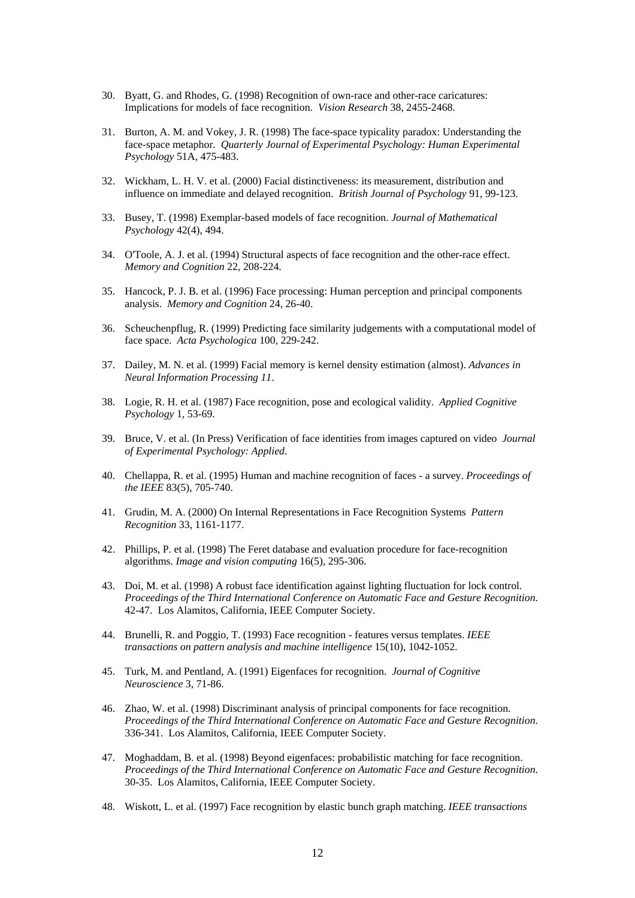30. Byatt, G. and Rhodes, G. (1998) Recognition of own-race and other-race caricatures: Implications for models of face recognition. *Vision Research* 38, 2455-2468.

31. Burton, A. M. and Vokey, J. R. (1998) The face-space typicality paradox: Understanding the face-space metaphor. *Quarterly Journal of Experimental Psychology: Human Experimental Psychology* 51A, 475-483.

32. Wickham, L. H. V. et al. (2000) Facial distinctiveness: its measurement, distribution and influence on immediate and delayed recognition. *British Journal of Psychology* 91, 99-123.

33. Busey, T. (1998) Exemplar-based models of face recognition. *Journal of Mathematical Psychology* 42(4), 494.

34. O'Toole, A. J. et al. (1994) Structural aspects of face recognition and the other-race effect. *Memory and Cognition* 22, 208-224.

35. Hancock, P. J. B. et al. (1996) Face processing: Human perception and principal components analysis. *Memory and Cognition* 24, 26-40.

36. Scheuchenpflug, R. (1999) Predicting face similarity judgements with a computational model of face space. *Acta Psychologica* 100, 229-242.

37. Dailey, M. N. et al. (1999) Facial memory is kernel density estimation (almost). *Advances in Neural Information Processing 11*.

38. Logie, R. H. et al. (1987) Face recognition, pose and ecological validity. *Applied Cognitive Psychology* 1, 53-69.

39. Bruce, V. et al. (In Press) Verification of face identities from images captured on video *Journal of Experimental Psychology: Applied*.

40. Chellappa, R. et al. (1995) Human and machine recognition of faces - a survey. *Proceedings of the IEEE* 83(5), 705-740.

41. Grudin, M. A. (2000) On Internal Representations in Face Recognition Systems *Pattern Recognition* 33, 1161-1177.

42. Phillips, P. et al. (1998) The Feret database and evaluation procedure for face-recognition algorithms. *Image and vision computing* 16(5), 295-306.

43. Doi, M. et al. (1998) A robust face identification against lighting fluctuation for lock control. *Proceedings of the Third International Conference on Automatic Face and Gesture Recognition*. 42-47. Los Alamitos, California, IEEE Computer Society.

44. Brunelli, R. and Poggio, T. (1993) Face recognition - features versus templates. *IEEE transactions on pattern analysis and machine intelligence* 15(10), 1042-1052.

45. Turk, M. and Pentland, A. (1991) Eigenfaces for recognition. *Journal of Cognitive Neuroscience* 3, 71-86.

46. Zhao, W. et al. (1998) Discriminant analysis of principal components for face recognition. *Proceedings of the Third International Conference on Automatic Face and Gesture Recognition*. 336-341. Los Alamitos, California, IEEE Computer Society.

47. Moghaddam, B. et al. (1998) Beyond eigenfaces: probabilistic matching for face recognition. *Proceedings of the Third International Conference on Automatic Face and Gesture Recognition*. 30-35. Los Alamitos, California, IEEE Computer Society.

48. Wiskott, L. et al. (1997) Face recognition by elastic bunch graph matching. *IEEE transactions*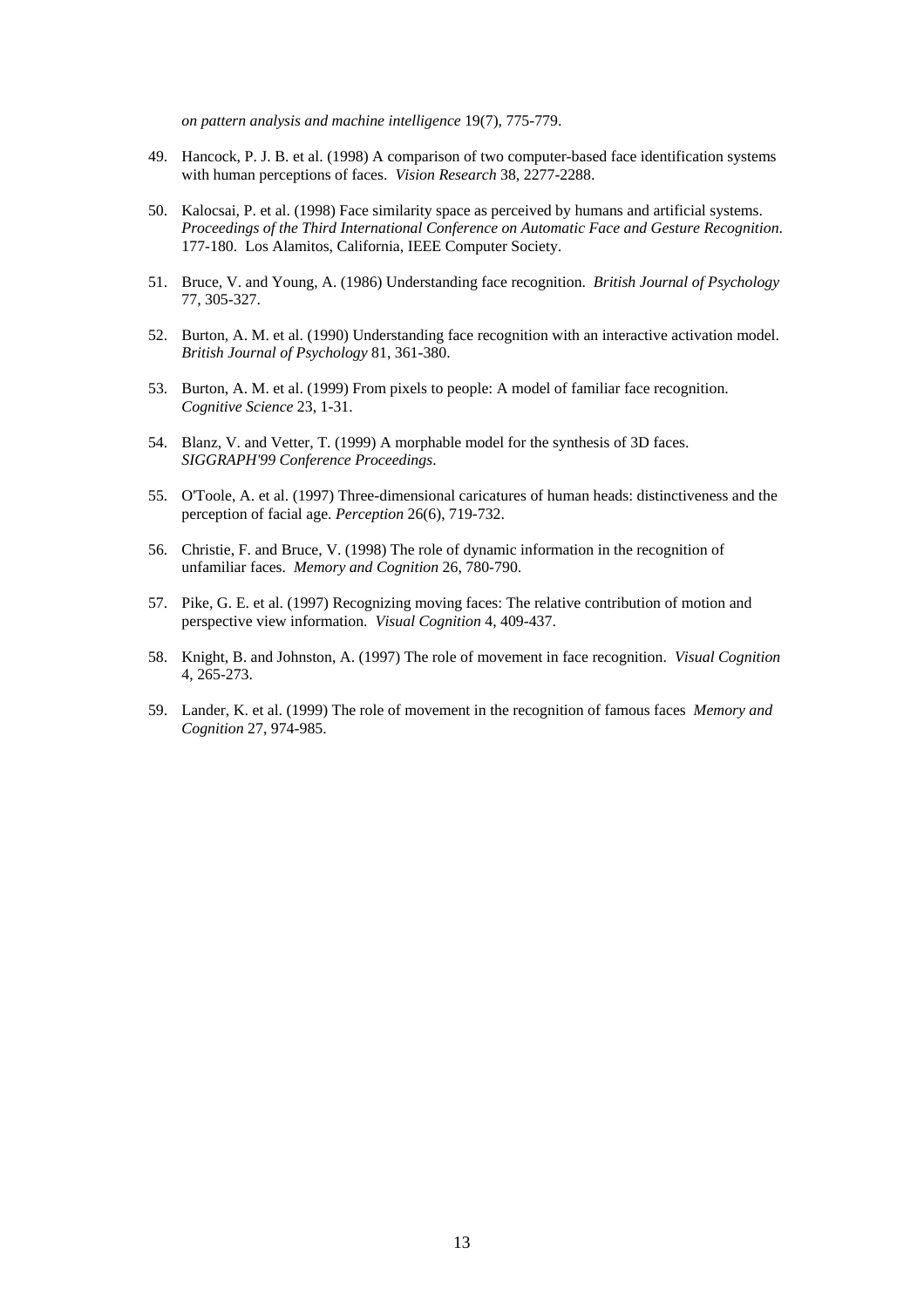*on pattern analysis and machine intelligence* 19(7), 775-779.

49. Hancock, P. J. B. et al. (1998) A comparison of two computer-based face identification systems with human perceptions of faces. *Vision Research* 38, 2277-2288.

50. Kalocsai, P. et al. (1998) Face similarity space as perceived by humans and artificial systems. *Proceedings of the Third International Conference on Automatic Face and Gesture Recognition*. 177-180. Los Alamitos, California, IEEE Computer Society.

51. Bruce, V. and Young, A. (1986) Understanding face recognition. *British Journal of Psychology* 77, 305-327.

52. Burton, A. M. et al. (1990) Understanding face recognition with an interactive activation model. *British Journal of Psychology* 81, 361-380.

53. Burton, A. M. et al. (1999) From pixels to people: A model of familiar face recognition. *Cognitive Science* 23, 1-31.

54. Blanz, V. and Vetter, T. (1999) A morphable model for the synthesis of 3D faces. *SIGGRAPH'99 Conference Proceedings*.

55. O'Toole, A. et al. (1997) Three-dimensional caricatures of human heads: distinctiveness and the perception of facial age. *Perception* 26(6), 719-732.

56. Christie, F. and Bruce, V. (1998) The role of dynamic information in the recognition of unfamiliar faces. *Memory and Cognition* 26, 780-790.

57. Pike, G. E. et al. (1997) Recognizing moving faces: The relative contribution of motion and perspective view information. *Visual Cognition* 4, 409-437.

58. Knight, B. and Johnston, A. (1997) The role of movement in face recognition. *Visual Cognition* 4, 265-273.

59. Lander, K. et al. (1999) The role of movement in the recognition of famous faces *Memory and Cognition* 27, 974-985.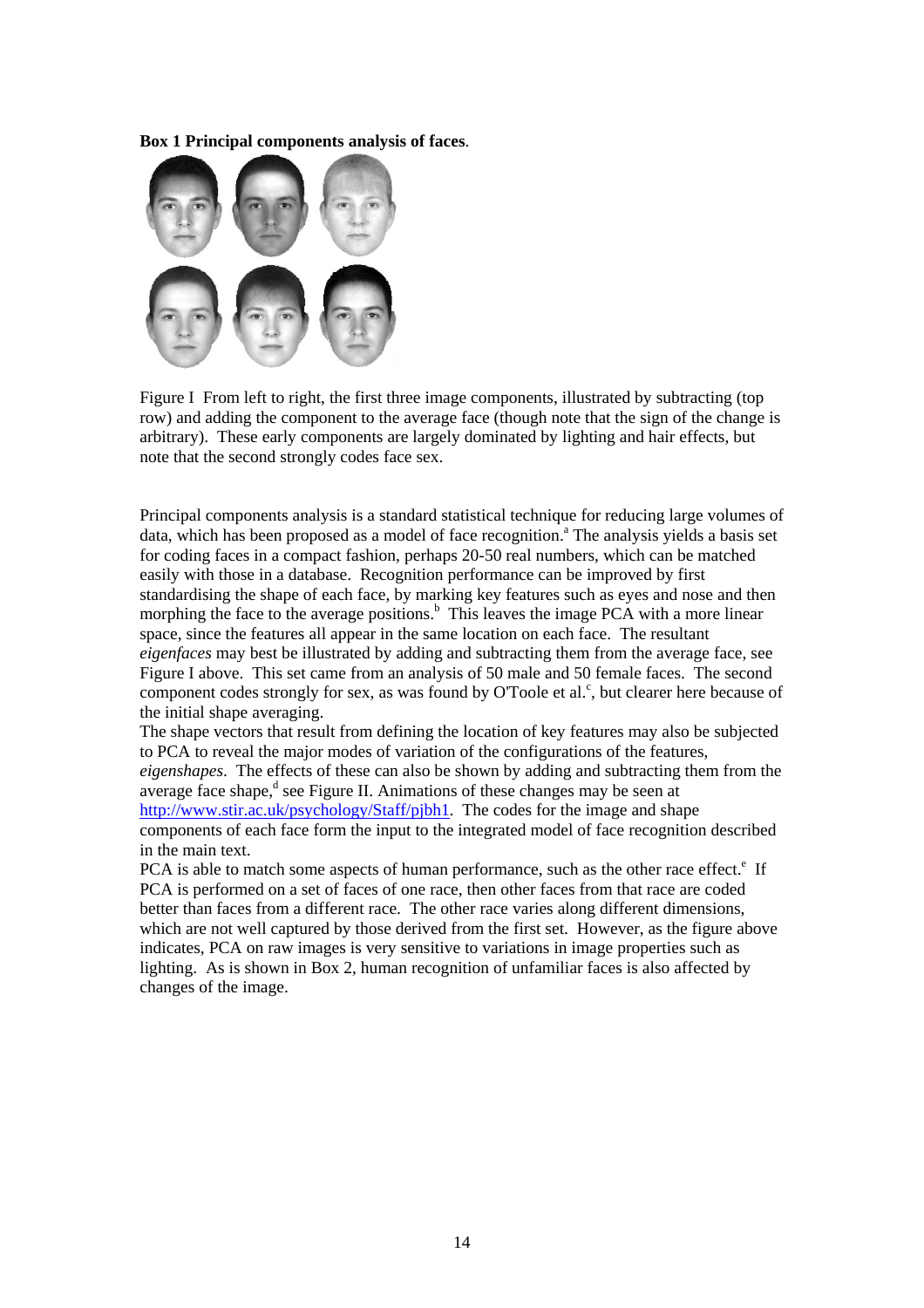**Box 1 Principal components analysis of faces**.

Figure I From left to right, the first three image components, illustrated by subtracting (top row) and adding the component to the average face (though note that the sign of the change is arbitrary). These early components are largely dominated by lighting and hair effects, but note that the second strongly codes face sex.

Principal components analysis is a standard statistical technique for reducing large volumes of data, which has been proposed as a model of face recognition.[a] The analysis yields a basis set for coding faces in a compact fashion, perhaps 20-50 real numbers, which can be matched easily with those in a database. Recognition performance can be improved by first standardising the shape of each face, by marking key features such as eyes and nose and then morphing the face to the average positions.[b] This leaves the image PCA with a more linear space, since the features all appear in the same location on each face. The resultant *eigenfaces* may best be illustrated by adding and subtracting them from the average face, see Figure I above. This set came from an analysis of 50 male and 50 female faces. The second component codes strongly for sex, as was found by O'Toole et al.[c], but clearer here because of the initial shape averaging.

The shape vectors that result from defining the location of key features may also be subjected to PCA to reveal the major modes of variation of the configurations of the features, *eigenshapes*. The effects of these can also be shown by adding and subtracting them from the average face shape,[d] see Figure II. Animations of these changes may be seen at http://www.stir.ac.uk/psychology/Staff/pjbh1. The codes for the image and shape components of each face form the input to the integrated model of face recognition described in the main text.

PCA is able to match some aspects of human performance, such as the other race effect.[e] If PCA is performed on a set of faces of one race, then other faces from that race are coded better than faces from a different race. The other race varies along different dimensions, which are not well captured by those derived from the first set. However, as the figure above indicates, PCA on raw images is very sensitive to variations in image properties such as lighting. As is shown in Box 2, human recognition of unfamiliar faces is also affected by changes of the image.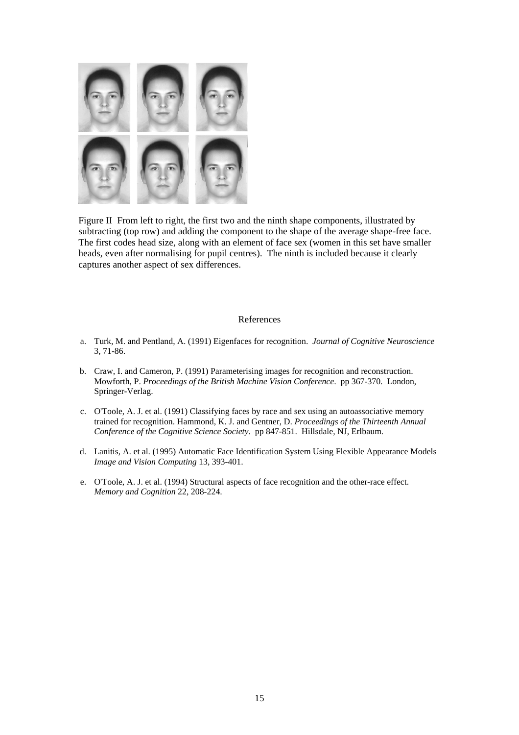Figure II From left to right, the first two and the ninth shape components, illustrated by subtracting (top row) and adding the component to the shape of the average shape-free face. The first codes head size, along with an element of face sex (women in this set have smaller heads, even after normalising for pupil centres). The ninth is included because it clearly captures another aspect of sex differences.

## References

a. Turk, M. and Pentland, A. (1991) Eigenfaces for recognition. *Journal of Cognitive Neuroscience* 3, 71-86.

b. Craw, I. and Cameron, P. (1991) Parameterising images for recognition and reconstruction. Mowforth, P. *Proceedings of the British Machine Vision Conference*. pp 367-370. London, Springer-Verlag.

c. O'Toole, A. J. et al. (1991) Classifying faces by race and sex using an autoassociative memory trained for recognition. Hammond, K. J. and Gentner, D. *Proceedings of the Thirteenth Annual Conference of the Cognitive Science Society*. pp 847-851. Hillsdale, NJ, Erlbaum.

d. Lanitis, A. et al. (1995) Automatic Face Identification System Using Flexible Appearance Models *Image and Vision Computing* 13, 393-401.

e. O'Toole, A. J. et al. (1994) Structural aspects of face recognition and the other-race effect. *Memory and Cognition* 22, 208-224.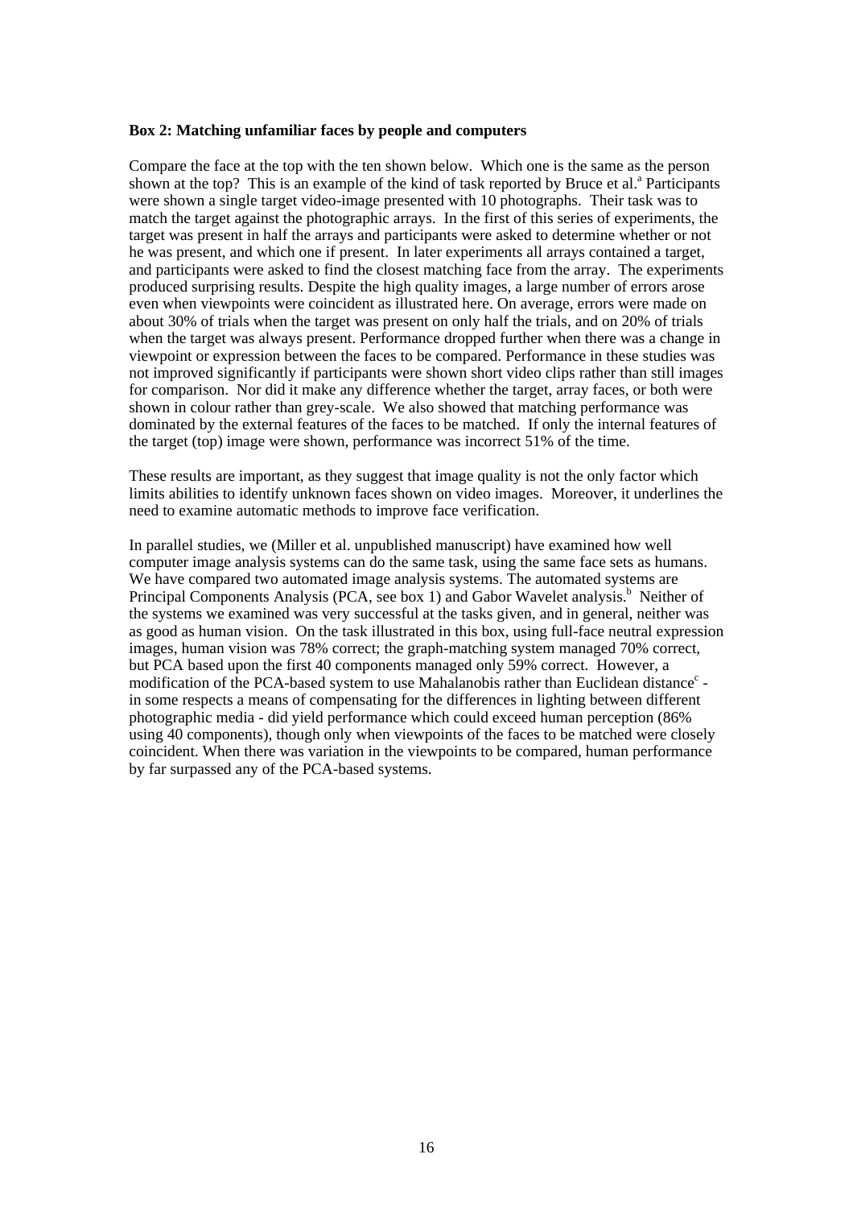**Box 2: Matching unfamiliar faces by people and computers**

Compare the face at the top with the ten shown below. Which one is the same as the person shown at the top? This is an example of the kind of task reported by Bruce et al.[a] Participants were shown a single target video-image presented with 10 photographs. Their task was to match the target against the photographic arrays. In the first of this series of experiments, the target was present in half the arrays and participants were asked to determine whether or not he was present, and which one if present. In later experiments all arrays contained a target, and participants were asked to find the closest matching face from the array. The experiments produced surprising results. Despite the high quality images, a large number of errors arose even when viewpoints were coincident as illustrated here. On average, errors were made on about 30% of trials when the target was present on only half the trials, and on 20% of trials when the target was always present. Performance dropped further when there was a change in viewpoint or expression between the faces to be compared. Performance in these studies was not improved significantly if participants were shown short video clips rather than still images for comparison. Nor did it make any difference whether the target, array faces, or both were shown in colour rather than grey-scale. We also showed that matching performance was dominated by the external features of the faces to be matched. If only the internal features of the target (top) image were shown, performance was incorrect 51% of the time.

These results are important, as they suggest that image quality is not the only factor which limits abilities to identify unknown faces shown on video images. Moreover, it underlines the need to examine automatic methods to improve face verification.

In parallel studies, we (Miller et al. unpublished manuscript) have examined how well computer image analysis systems can do the same task, using the same face sets as humans. We have compared two automated image analysis systems. The automated systems are Principal Components Analysis (PCA, see box 1) and Gabor Wavelet analysis.[b] Neither of the systems we examined was very successful at the tasks given, and in general, neither was as good as human vision. On the task illustrated in this box, using full-face neutral expression images, human vision was 78% correct; the graph-matching system managed 70% correct, but PCA based upon the first 40 components managed only 59% correct. However, a modification of the PCA-based system to use Mahalanobis rather than Euclidean distance[c] - in some respects a means of compensating for the differences in lighting between different photographic media - did yield performance which could exceed human perception (86% using 40 components), though only when viewpoints of the faces to be matched were closely coincident. When there was variation in the viewpoints to be compared, human performance by far surpassed any of the PCA-based systems.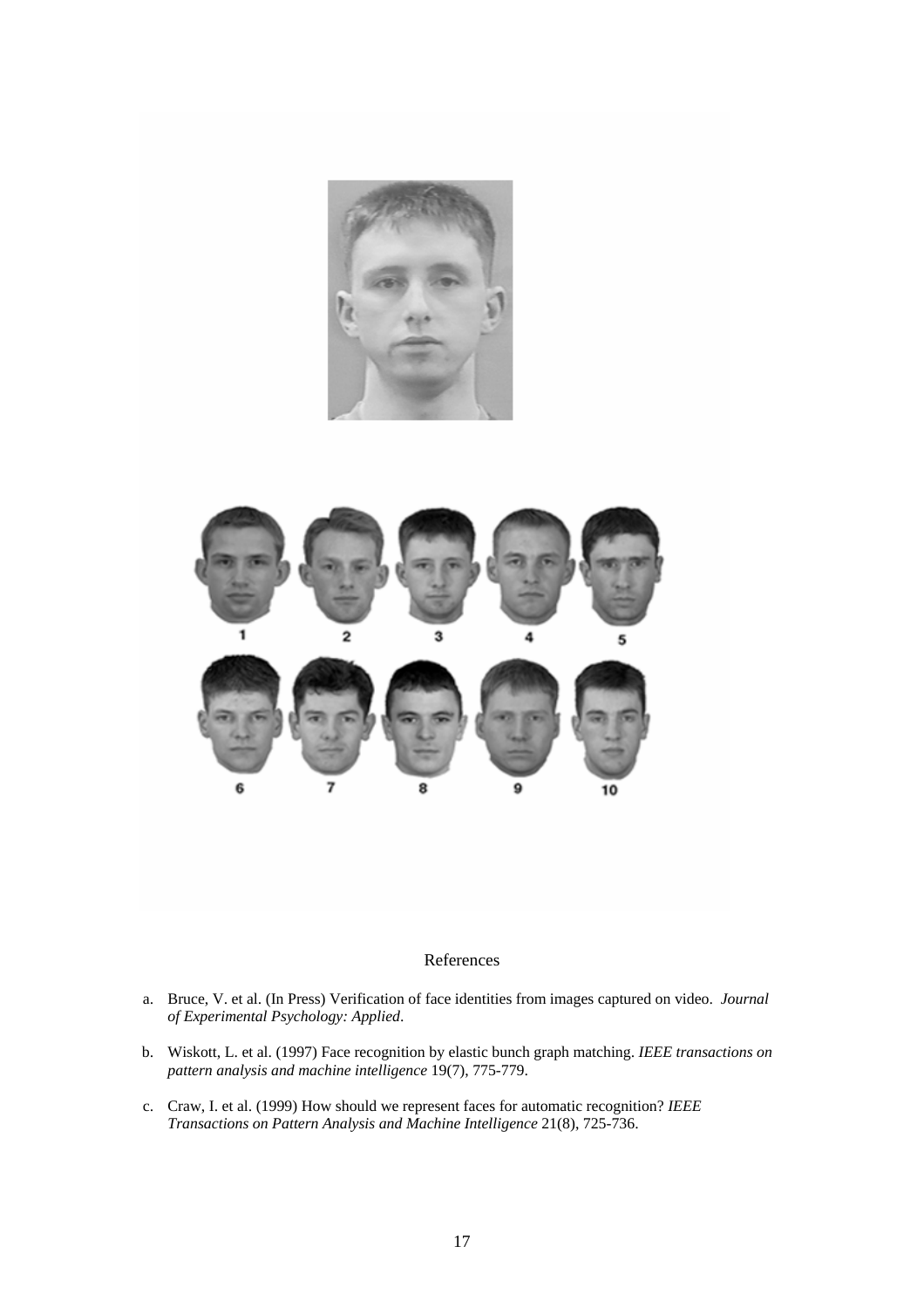1 2 3 4 5

6 7 8 9 10

References

a. Bruce, V. et al. (In Press) Verification of face identities from images captured on video. *Journal of Experimental Psychology: Applied*.

b. Wiskott, L. et al. (1997) Face recognition by elastic bunch graph matching. *IEEE transactions on pattern analysis and machine intelligence* 19(7), 775-779.

c. Craw, I. et al. (1999) How should we represent faces for automatic recognition? *IEEE Transactions on Pattern Analysis and Machine Intelligence* 21(8), 725-736.